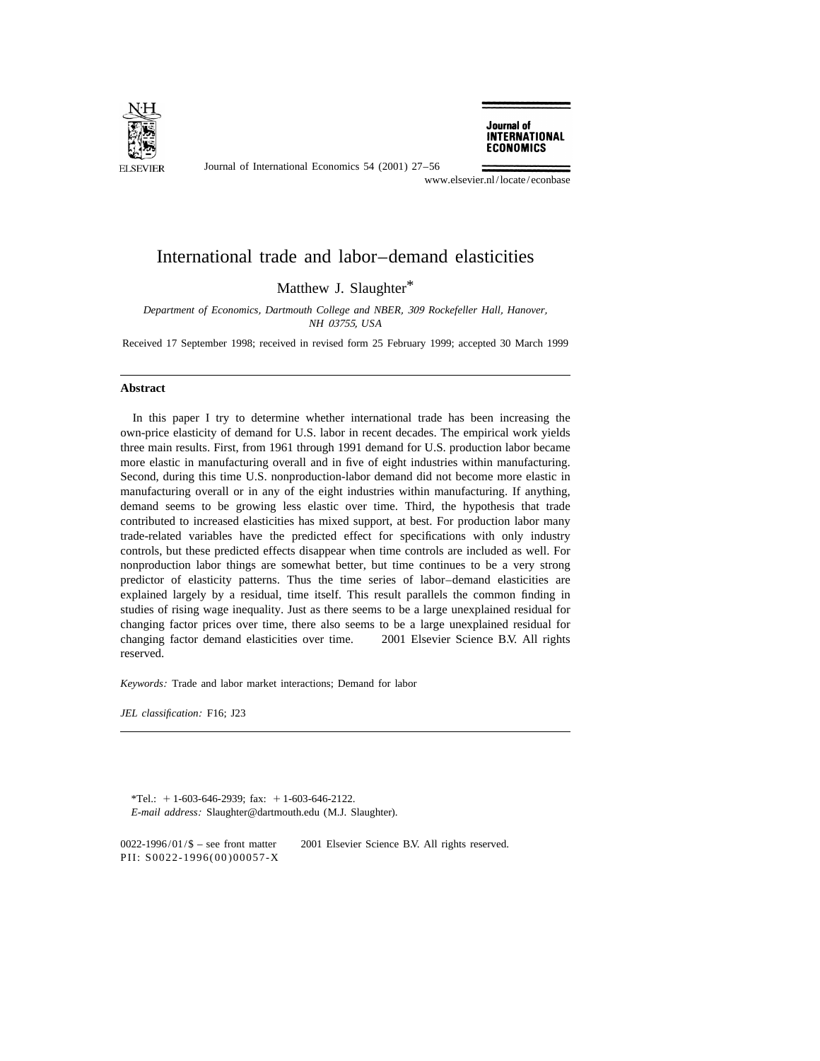# International trade and labor–demand elasticities

Matthew J. Slaughter*

*Department of Economics, Dartmouth College and NBER, 309 Rockefeller Hall, Hanover, NH 03755, USA*

Received 17 September 1998; received in revised form 25 February 1999; accepted 30 March 1999

---

## Abstract

In this paper I try to determine whether international trade has been increasing the own-price elasticity of demand for U.S. labor in recent decades. The empirical work yields three main results. First, from 1961 through 1991 demand for U.S. production labor became more elastic in manufacturing overall and in five of eight industries within manufacturing. Second, during this time U.S. nonproduction-labor demand did not become more elastic in manufacturing overall or in any of the eight industries within manufacturing. If anything, demand seems to be growing less elastic over time. Third, the hypothesis that trade contributed to increased elasticities has mixed support, at best. For production labor many trade-related variables have the predicted effect for specifications with only industry controls, but these predicted effects disappear when time controls are included as well. For nonproduction labor things are somewhat better, but time continues to be a very strong predictor of elasticity patterns. Thus the time series of labor–demand elasticities are explained largely by a residual, time itself. This result parallels the common finding in studies of rising wage inequality. Just as there seems to be a large unexplained residual for changing factor prices over time, there also seems to be a large unexplained residual for changing factor demand elasticities over time. © 2001 Elsevier Science B.V. All rights reserved.

*Keywords:* Trade and labor market interactions; Demand for labor

*JEL classification:* F16; J23

---

*Tel.: +1-603-646-2939; fax: +1-603-646-2122.
*E-mail address:* Slaughter@dartmouth.edu (M.J. Slaughter).

0022-1996/01/$ – see front matter © 2001 Elsevier Science B.V. All rights reserved.
PII: S0022-1996(00)00057-X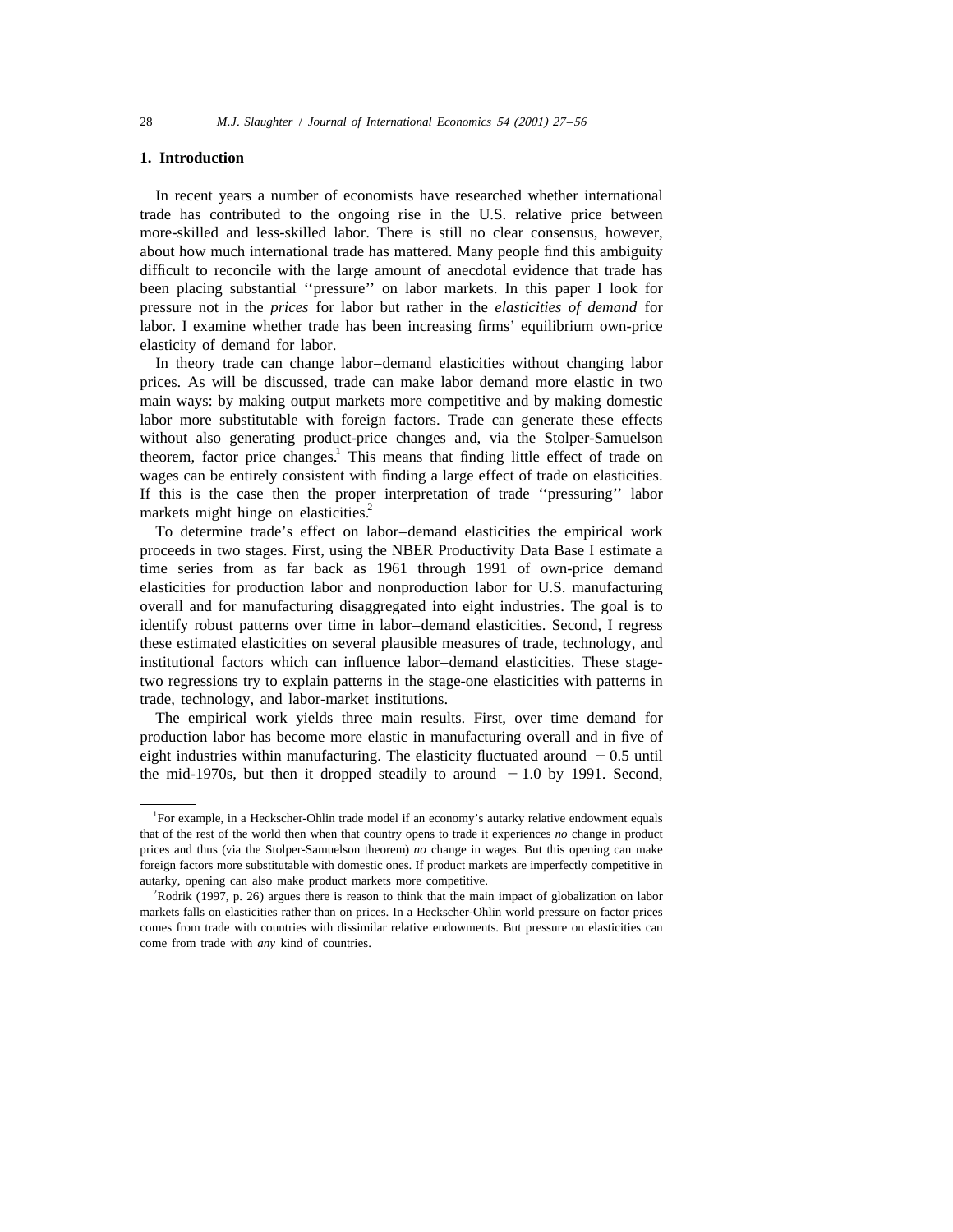## 1. Introduction

In recent years a number of economists have researched whether international trade has contributed to the ongoing rise in the U.S. relative price between more-skilled and less-skilled labor. There is still no clear consensus, however, about how much international trade has mattered. Many people find this ambiguity difficult to reconcile with the large amount of anecdotal evidence that trade has been placing substantial ''pressure'' on labor markets. In this paper I look for pressure not in the *prices* for labor but rather in the *elasticities of demand* for labor. I examine whether trade has been increasing firms' equilibrium own-price elasticity of demand for labor.

In theory trade can change labor–demand elasticities without changing labor prices. As will be discussed, trade can make labor demand more elastic in two main ways: by making output markets more competitive and by making domestic labor more substitutable with foreign factors. Trade can generate these effects without also generating product-price changes and, via the Stolper-Samuelson theorem, factor price changes.[1] This means that finding little effect of trade on wages can be entirely consistent with finding a large effect of trade on elasticities. If this is the case then the proper interpretation of trade ''pressuring'' labor markets might hinge on elasticities.[2]

To determine trade's effect on labor–demand elasticities the empirical work proceeds in two stages. First, using the NBER Productivity Data Base I estimate a time series from as far back as 1961 through 1991 of own-price demand elasticities for production labor and nonproduction labor for U.S. manufacturing overall and for manufacturing disaggregated into eight industries. The goal is to identify robust patterns over time in labor–demand elasticities. Second, I regress these estimated elasticities on several plausible measures of trade, technology, and institutional factors which can influence labor–demand elasticities. These stage-two regressions try to explain patterns in the stage-one elasticities with patterns in trade, technology, and labor-market institutions.

The empirical work yields three main results. First, over time demand for production labor has become more elastic in manufacturing overall and in five of eight industries within manufacturing. The elasticity fluctuated around $-0.5$ until the mid-1970s, but then it dropped steadily to around $-1.0$ by 1991. Second,

[1] For example, in a Heckscher-Ohlin trade model if an economy's autarky relative endowment equals that of the rest of the world then when that country opens to trade it experiences *no* change in product prices and thus (via the Stolper-Samuelson theorem) *no* change in wages. But this opening can make foreign factors more substitutable with domestic ones. If product markets are imperfectly competitive in autarky, opening can also make product markets more competitive.

[2] Rodrik (1997, p. 26) argues there is reason to think that the main impact of globalization on labor markets falls on elasticities rather than on prices. In a Heckscher-Ohlin world pressure on factor prices comes from trade with countries with dissimilar relative endowments. But pressure on elasticities can come from trade with *any* kind of countries.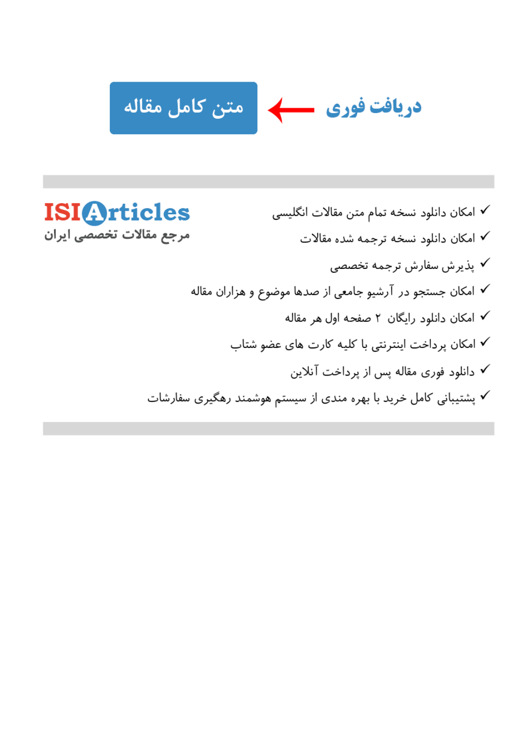دریافت فوری ← متن کامل مقاله

**ISIArticles**
مرجع مقالات تخصصی ایران

- ✓ امکان دانلود نسخه تمام متن مقالات انگلیسی
- ✓ امکان دانلود نسخه ترجمه شده مقالات
- ✓ پذیرش سفارش ترجمه تخصصی
- ✓ امکان جستجو در آرشیو جامعی از صدها موضوع و هزاران مقاله
- ✓ امکان دانلود رایگان ۲ صفحه اول هر مقاله
- ✓ امکان پرداخت اینترنتی با کلیه کارت های عضو شتاب
- ✓ دانلود فوری مقاله پس از پرداخت آنلاین
- ✓ پشتیبانی کامل خرید با بهره مندی از سیستم هوشمند رهگیری سفارشات